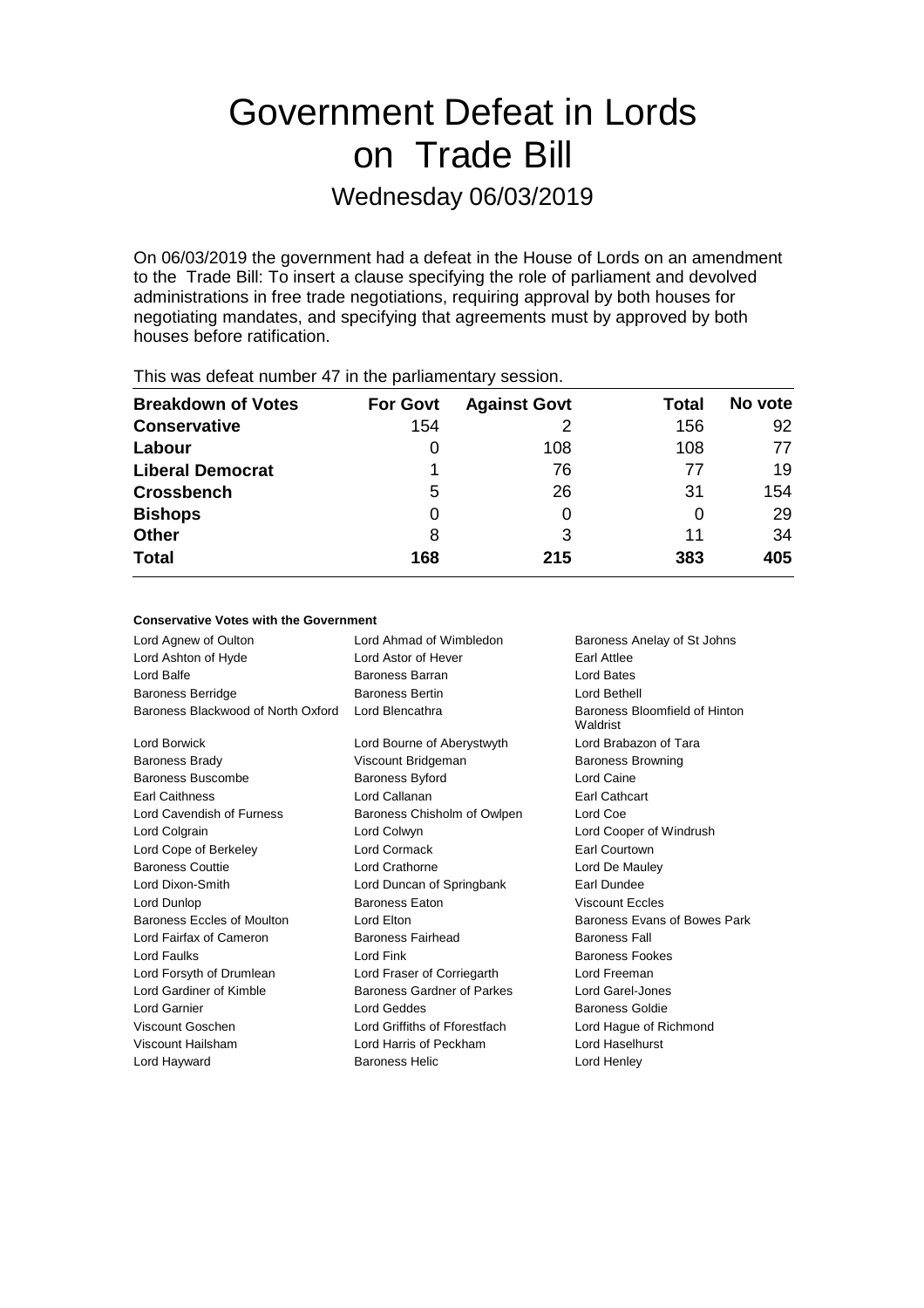# Government Defeat in Lords on Trade Bill

## Wednesday 06/03/2019

On 06/03/2019 the government had a defeat in the House of Lords on an amendment to the Trade Bill: To insert a clause specifying the role of parliament and devolved administrations in free trade negotiations, requiring approval by both houses for negotiating mandates, and specifying that agreements must by approved by both houses before ratification.

This was defeat number 47 in the parliamentary session.

| Breakdown of Votes | For Govt | Against Govt | Total | No vote |
| --- | --- | --- | --- | --- |
| **Conservative** | 154 | 2 | 156 | 92 |
| **Labour** | 0 | 108 | 108 | 77 |
| **Liberal Democrat** | 1 | 76 | 77 | 19 |
| **Crossbench** | 5 | 26 | 31 | 154 |
| **Bishops** | 0 | 0 | 0 | 29 |
| **Other** | 8 | 3 | 11 | 34 |
| **Total** | **168** | **215** | **383** | **405** |

**Conservative Votes with the Government**

| | | |
| --- | --- | --- |
| Lord Agnew of Oulton | Lord Ahmad of Wimbledon | Baroness Anelay of St Johns |
| Lord Ashton of Hyde | Lord Astor of Hever | Earl Attlee |
| Lord Balfe | Baroness Barran | Lord Bates |
| Baroness Berridge | Baroness Bertin | Lord Bethell |
| Baroness Blackwood of North Oxford | Lord Blencathra | Baroness Bloomfield of Hinton Waldrist |
| Lord Borwick | Lord Bourne of Aberystwyth | Lord Brabazon of Tara |
| Baroness Brady | Viscount Bridgeman | Baroness Browning |
| Baroness Buscombe | Baroness Byford | Lord Caine |
| Earl Caithness | Lord Callanan | Earl Cathcart |
| Lord Cavendish of Furness | Baroness Chisholm of Owlpen | Lord Coe |
| Lord Colgrain | Lord Colwyn | Lord Cooper of Windrush |
| Lord Cope of Berkeley | Lord Cormack | Earl Courtown |
| Baroness Couttie | Lord Crathorne | Lord De Mauley |
| Lord Dixon-Smith | Lord Duncan of Springbank | Earl Dundee |
| Lord Dunlop | Baroness Eaton | Viscount Eccles |
| Baroness Eccles of Moulton | Lord Elton | Baroness Evans of Bowes Park |
| Lord Fairfax of Cameron | Baroness Fairhead | Baroness Fall |
| Lord Faulks | Lord Fink | Baroness Fookes |
| Lord Forsyth of Drumlean | Lord Fraser of Corriegarth | Lord Freeman |
| Lord Gardiner of Kimble | Baroness Gardner of Parkes | Lord Garel-Jones |
| Lord Garnier | Lord Geddes | Baroness Goldie |
| Viscount Goschen | Lord Griffiths of Fforestfach | Lord Hague of Richmond |
| Viscount Hailsham | Lord Harris of Peckham | Lord Haselhurst |
| Lord Hayward | Baroness Helic | Lord Henley |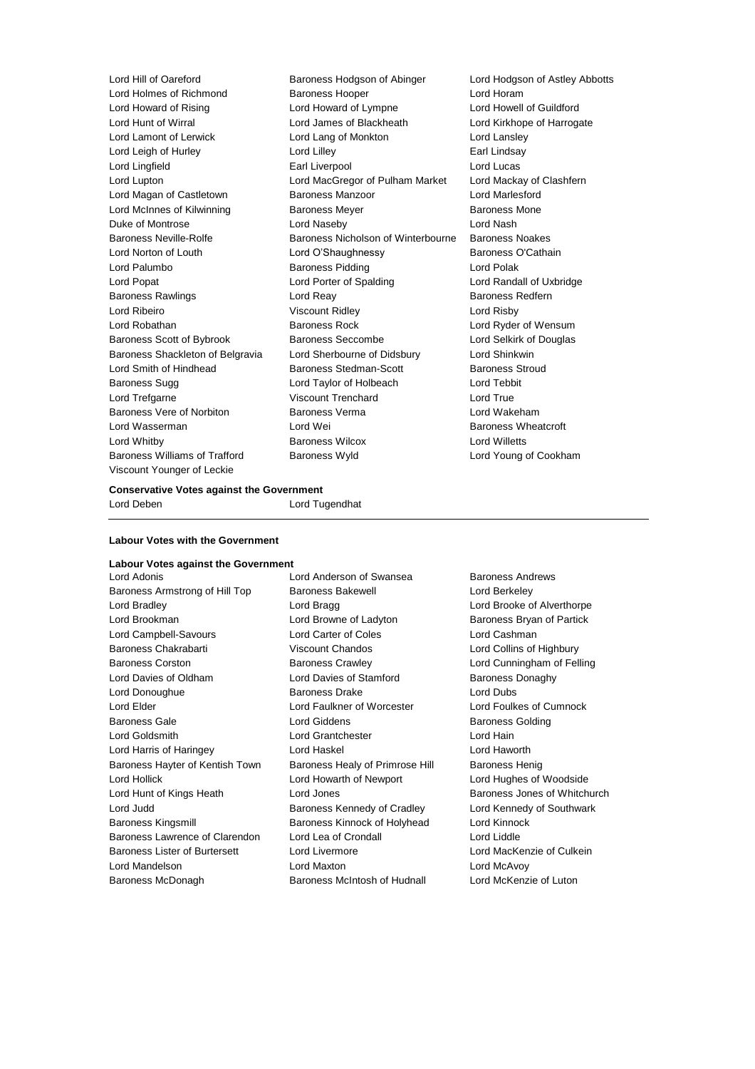Lord Hill of Oareford
Baroness Hodgson of Abinger
Lord Hodgson of Astley Abbotts
Lord Holmes of Richmond
Baroness Hooper
Lord Horam
Lord Howard of Rising
Lord Howard of Lympne
Lord Howell of Guildford
Lord Hunt of Wirral
Lord James of Blackheath
Lord Kirkhope of Harrogate
Lord Lamont of Lerwick
Lord Lang of Monkton
Lord Lansley
Lord Leigh of Hurley
Lord Lilley
Earl Lindsay
Lord Lingfield
Earl Liverpool
Lord Lucas
Lord Lupton
Lord MacGregor of Pulham Market
Lord Mackay of Clashfern
Lord Magan of Castletown
Baroness Manzoor
Lord Marlesford
Lord McInnes of Kilwinning
Baroness Meyer
Baroness Mone
Duke of Montrose
Lord Naseby
Lord Nash
Baroness Neville-Rolfe
Baroness Nicholson of Winterbourne
Baroness Noakes
Lord Norton of Louth
Lord O'Shaughnessy
Baroness O'Cathain
Lord Palumbo
Baroness Pidding
Lord Polak
Lord Popat
Lord Porter of Spalding
Lord Randall of Uxbridge
Baroness Rawlings
Lord Reay
Baroness Redfern
Lord Ribeiro
Viscount Ridley
Lord Risby
Lord Robathan
Baroness Rock
Lord Ryder of Wensum
Baroness Scott of Bybrook
Baroness Seccombe
Lord Selkirk of Douglas
Baroness Shackleton of Belgravia
Lord Sherbourne of Didsbury
Lord Shinkwin
Lord Smith of Hindhead
Baroness Stedman-Scott
Baroness Stroud
Baroness Sugg
Lord Taylor of Holbeach
Lord Tebbit
Lord Trefgarne
Viscount Trenchard
Lord True
Baroness Vere of Norbiton
Baroness Verma
Lord Wakeham
Lord Wasserman
Lord Wei
Baroness Wheatcroft
Lord Whitby
Baroness Wilcox
Lord Willetts
Baroness Williams of Trafford
Baroness Wyld
Lord Young of Cookham
Viscount Younger of Leckie

**Conservative Votes against the Government**

Lord Deben
Lord Tugendhat

**Labour Votes with the Government**

**Labour Votes against the Government**

Lord Adonis
Lord Anderson of Swansea
Baroness Andrews
Baroness Armstrong of Hill Top
Baroness Bakewell
Lord Berkeley
Lord Bradley
Lord Bragg
Lord Brooke of Alverthorpe
Lord Brookman
Lord Browne of Ladyton
Baroness Bryan of Partick
Lord Campbell-Savours
Lord Carter of Coles
Lord Cashman
Baroness Chakrabarti
Viscount Chandos
Lord Collins of Highbury
Baroness Corston
Baroness Crawley
Lord Cunningham of Felling
Lord Davies of Oldham
Lord Davies of Stamford
Baroness Donaghy
Lord Donoughue
Baroness Drake
Lord Dubs
Lord Elder
Lord Faulkner of Worcester
Lord Foulkes of Cumnock
Baroness Gale
Lord Giddens
Baroness Golding
Lord Goldsmith
Lord Grantchester
Lord Hain
Lord Harris of Haringey
Lord Haskel
Lord Haworth
Baroness Hayter of Kentish Town
Baroness Healy of Primrose Hill
Baroness Henig
Lord Hollick
Lord Howarth of Newport
Lord Hughes of Woodside
Lord Hunt of Kings Heath
Lord Jones
Baroness Jones of Whitchurch
Lord Judd
Baroness Kennedy of Cradley
Lord Kennedy of Southwark
Baroness Kingsmill
Baroness Kinnock of Holyhead
Lord Kinnock
Baroness Lawrence of Clarendon
Lord Lea of Crondall
Lord Liddle
Baroness Lister of Burtersett
Lord Livermore
Lord MacKenzie of Culkein
Lord Mandelson
Lord Maxton
Lord McAvoy
Baroness McDonagh
Baroness McIntosh of Hudnall
Lord McKenzie of Luton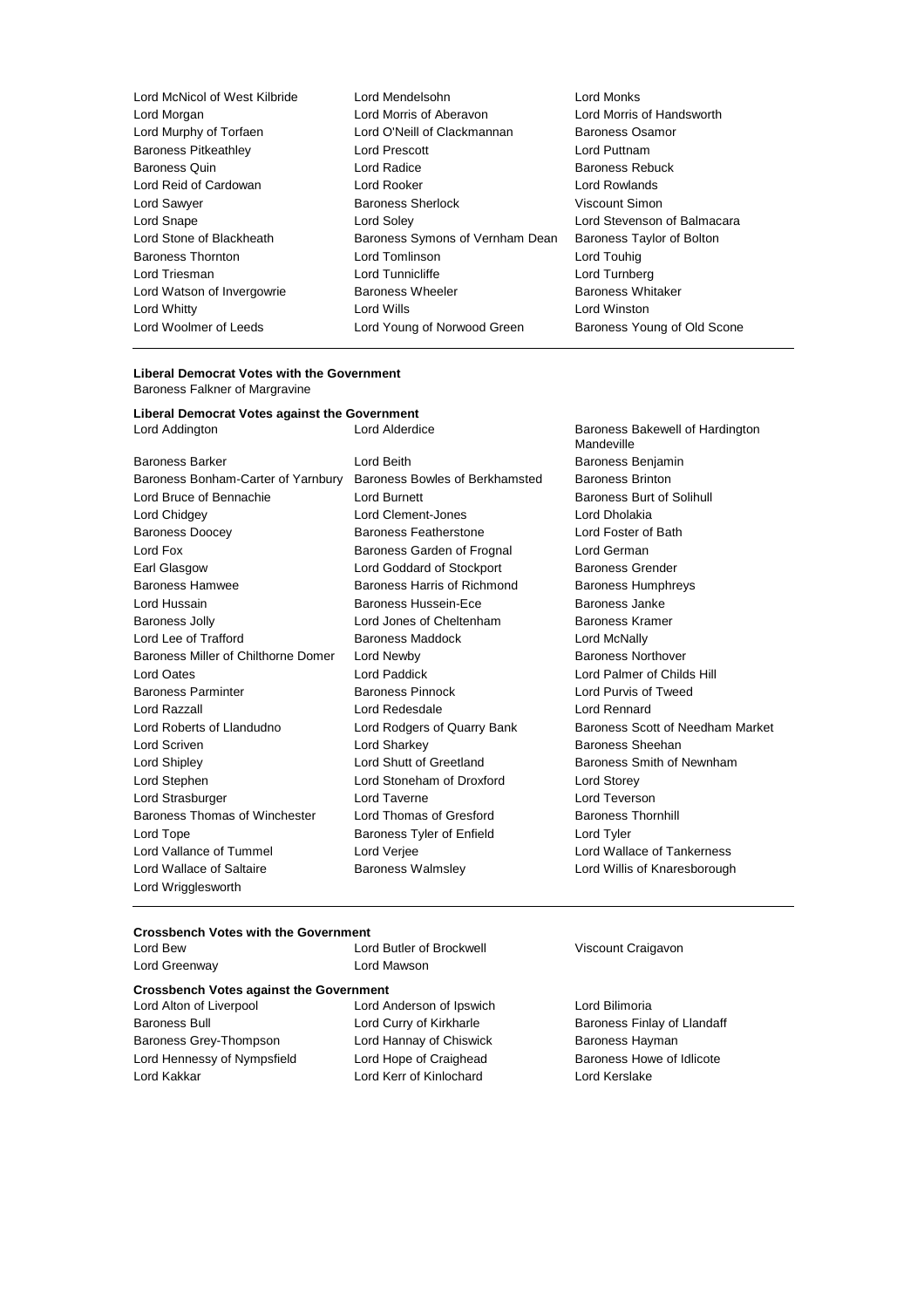Lord McNicol of West Kilbride, Lord Mendelsohn, Lord Monks, Lord Morgan, Lord Morris of Aberavon, Lord Morris of Handsworth, Lord Murphy of Torfaen, Lord O'Neill of Clackmannan, Baroness Osamor, Baroness Pitkeathley, Lord Prescott, Lord Puttnam, Baroness Quin, Lord Radice, Baroness Rebuck, Lord Reid of Cardowan, Lord Rooker, Lord Rowlands, Lord Sawyer, Baroness Sherlock, Viscount Simon, Lord Snape, Lord Soley, Lord Stevenson of Balmacara, Lord Stone of Blackheath, Baroness Symons of Vernham Dean, Baroness Taylor of Bolton, Baroness Thornton, Lord Tomlinson, Lord Touhig, Lord Triesman, Lord Tunnicliffe, Lord Turnberg, Lord Watson of Invergowrie, Baroness Wheeler, Baroness Whitaker, Lord Whitty, Lord Wills, Lord Winston, Lord Woolmer of Leeds, Lord Young of Norwood Green, Baroness Young of Old Scone

---

**Liberal Democrat Votes with the Government**

Baroness Falkner of Margravine

**Liberal Democrat Votes against the Government**

Lord Addington, Lord Alderdice, Baroness Bakewell of Hardington Mandeville, Baroness Barker, Lord Beith, Baroness Benjamin, Baroness Bonham-Carter of Yarnbury, Baroness Bowles of Berkhamsted, Baroness Brinton, Lord Bruce of Bennachie, Lord Burnett, Baroness Burt of Solihull, Lord Chidgey, Lord Clement-Jones, Lord Dholakia, Baroness Doocey, Baroness Featherstone, Lord Foster of Bath, Lord Fox, Baroness Garden of Frognal, Lord German, Earl Glasgow, Lord Goddard of Stockport, Baroness Grender, Baroness Hamwee, Baroness Harris of Richmond, Baroness Humphreys, Lord Hussain, Baroness Hussein-Ece, Baroness Janke, Baroness Jolly, Lord Jones of Cheltenham, Baroness Kramer, Lord Lee of Trafford, Baroness Maddock, Lord McNally, Baroness Miller of Chilthorne Domer, Lord Newby, Baroness Northover, Lord Oates, Lord Paddick, Lord Palmer of Childs Hill, Baroness Parminter, Baroness Pinnock, Lord Purvis of Tweed, Lord Razzall, Lord Redesdale, Lord Rennard, Lord Roberts of Llandudno, Lord Rodgers of Quarry Bank, Baroness Scott of Needham Market, Lord Scriven, Lord Sharkey, Baroness Sheehan, Lord Shipley, Lord Shutt of Greetland, Baroness Smith of Newnham, Lord Stephen, Lord Stoneham of Droxford, Lord Storey, Lord Strasburger, Lord Taverne, Lord Teverson, Baroness Thomas of Winchester, Lord Thomas of Gresford, Baroness Thornhill, Lord Tope, Baroness Tyler of Enfield, Lord Tyler, Lord Vallance of Tummel, Lord Verjee, Lord Wallace of Tankerness, Lord Wallace of Saltaire, Baroness Walmsley, Lord Willis of Knaresborough, Lord Wrigglesworth

---

**Crossbench Votes with the Government**

Lord Bew, Lord Butler of Brockwell, Viscount Craigavon, Lord Greenway, Lord Mawson

**Crossbench Votes against the Government**

Lord Alton of Liverpool, Lord Anderson of Ipswich, Lord Bilimoria, Baroness Bull, Lord Curry of Kirkharle, Baroness Finlay of Llandaff, Baroness Grey-Thompson, Lord Hannay of Chiswick, Baroness Hayman, Lord Hennessy of Nympsfield, Lord Hope of Craighead, Baroness Howe of Idlicote, Lord Kakkar, Lord Kerr of Kinlochard, Lord Kerslake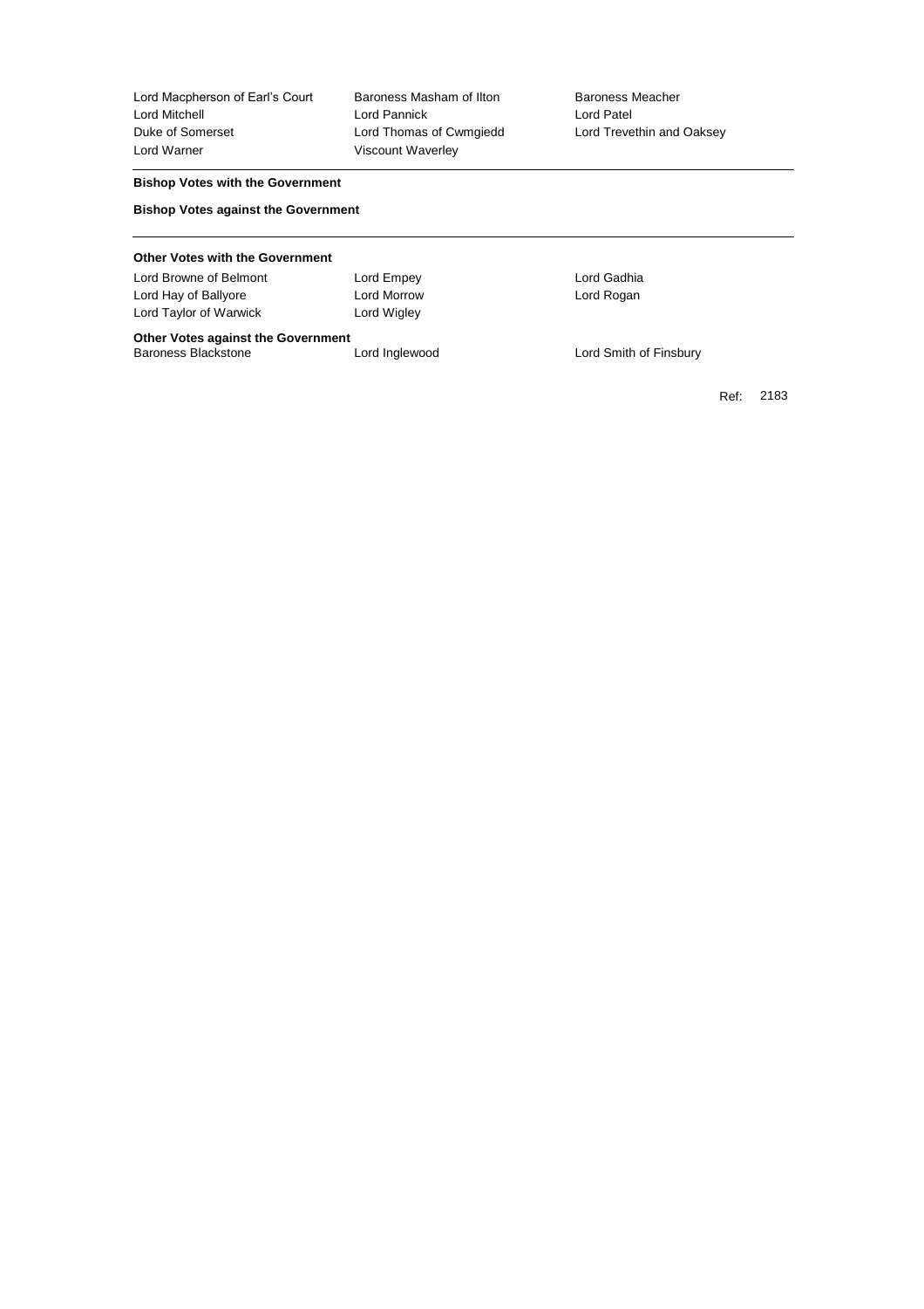Lord Macpherson of Earl's Court
Baroness Masham of Ilton
Baroness Meacher
Lord Mitchell
Lord Pannick
Lord Patel
Duke of Somerset
Lord Thomas of Cwmgiedd
Lord Trevethin and Oaksey
Lord Warner
Viscount Waverley

---

**Bishop Votes with the Government**

**Bishop Votes against the Government**

---

**Other Votes with the Government**

Lord Browne of Belmont
Lord Empey
Lord Gadhia
Lord Hay of Ballyore
Lord Morrow
Lord Rogan
Lord Taylor of Warwick
Lord Wigley

**Other Votes against the Government**

Baroness Blackstone
Lord Inglewood
Lord Smith of Finsbury

Ref: 2183